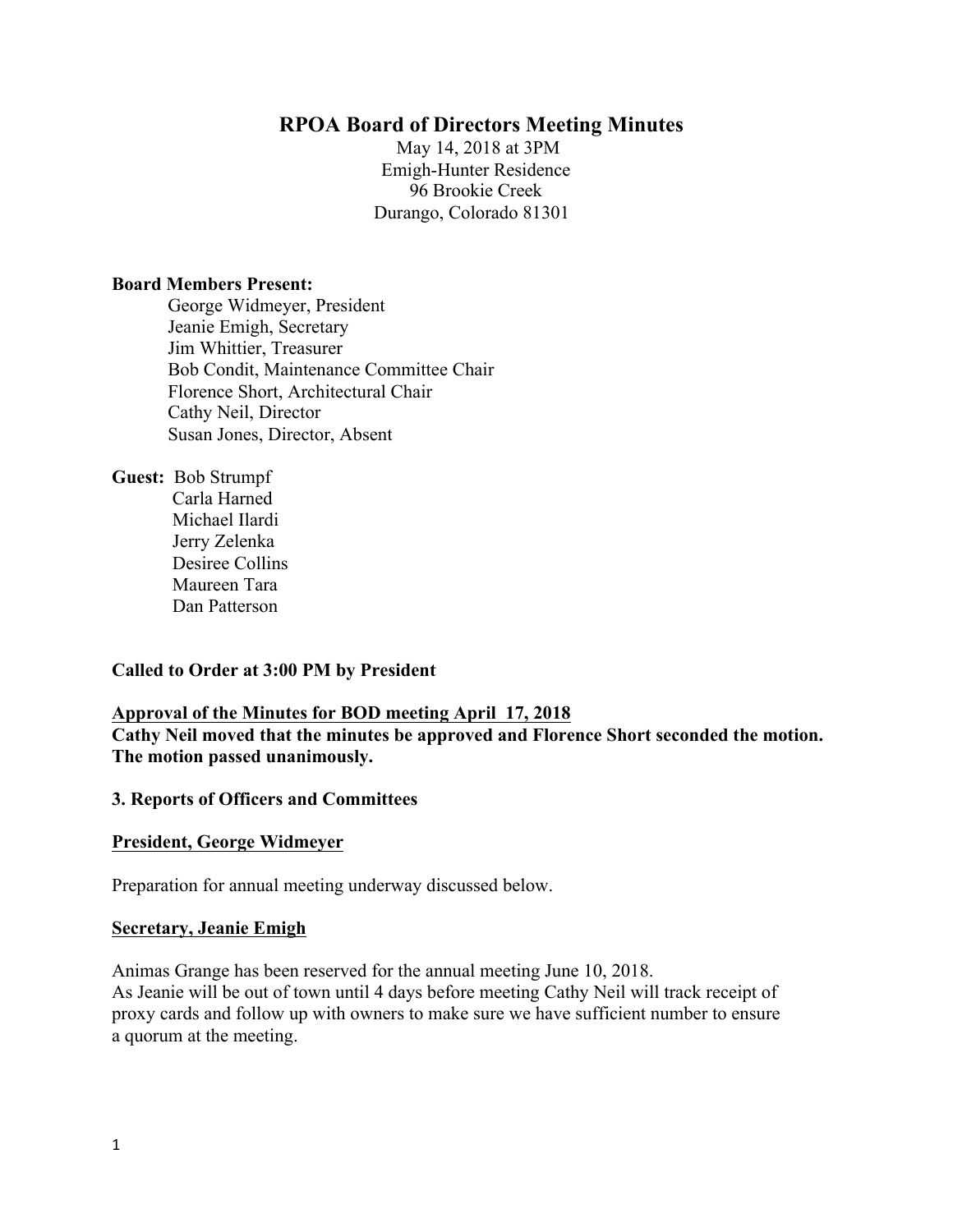# RPOA Board of Directors Meeting Minutes

May 14, 2018 at 3PM
Emigh-Hunter Residence
96 Brookie Creek
Durango, Colorado 81301

**Board Members Present:**

George Widmeyer, President
Jeanie Emigh, Secretary
Jim Whittier, Treasurer
Bob Condit, Maintenance Committee Chair
Florence Short, Architectural Chair
Cathy Neil, Director
Susan Jones, Director, Absent

**Guest:** Bob Strumpf
Carla Harned
Michael Ilardi
Jerry Zelenka
Desiree Collins
Maureen Tara
Dan Patterson

**Called to Order at 3:00 PM by President**

**<u>Approval of the Minutes for BOD meeting April 17, 2018</u>**
**Cathy Neil moved that the minutes be approved and Florence Short seconded the motion. The motion passed unanimously.**

**3. Reports of Officers and Committees**

**<u>President, George Widmeyer</u>**

Preparation for annual meeting underway discussed below.

**<u>Secretary, Jeanie Emigh</u>**

Animas Grange has been reserved for the annual meeting June 10, 2018.
As Jeanie will be out of town until 4 days before meeting Cathy Neil will track receipt of proxy cards and follow up with owners to make sure we have sufficient number to ensure a quorum at the meeting.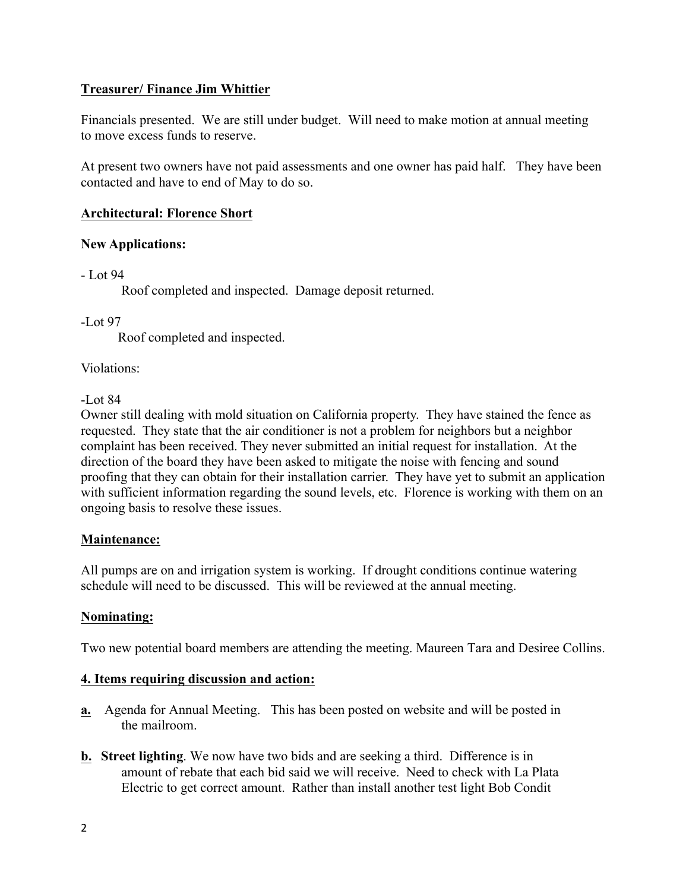**Treasurer/ Finance Jim Whittier**

Financials presented. We are still under budget. Will need to make motion at annual meeting to move excess funds to reserve.

At present two owners have not paid assessments and one owner has paid half. They have been contacted and have to end of May to do so.

**Architectural: Florence Short**

**New Applications:**

- Lot 94
  Roof completed and inspected. Damage deposit returned.

-Lot 97
  Roof completed and inspected.

Violations:

-Lot 84
Owner still dealing with mold situation on California property. They have stained the fence as requested. They state that the air conditioner is not a problem for neighbors but a neighbor complaint has been received. They never submitted an initial request for installation. At the direction of the board they have been asked to mitigate the noise with fencing and sound proofing that they can obtain for their installation carrier. They have yet to submit an application with sufficient information regarding the sound levels, etc. Florence is working with them on an ongoing basis to resolve these issues.

**Maintenance:**

All pumps are on and irrigation system is working. If drought conditions continue watering schedule will need to be discussed. This will be reviewed at the annual meeting.

**Nominating:**

Two new potential board members are attending the meeting. Maureen Tara and Desiree Collins.

**4. Items requiring discussion and action:**

**a.** Agenda for Annual Meeting. This has been posted on website and will be posted in the mailroom.

**b. Street lighting**. We now have two bids and are seeking a third. Difference is in amount of rebate that each bid said we will receive. Need to check with La Plata Electric to get correct amount. Rather than install another test light Bob Condit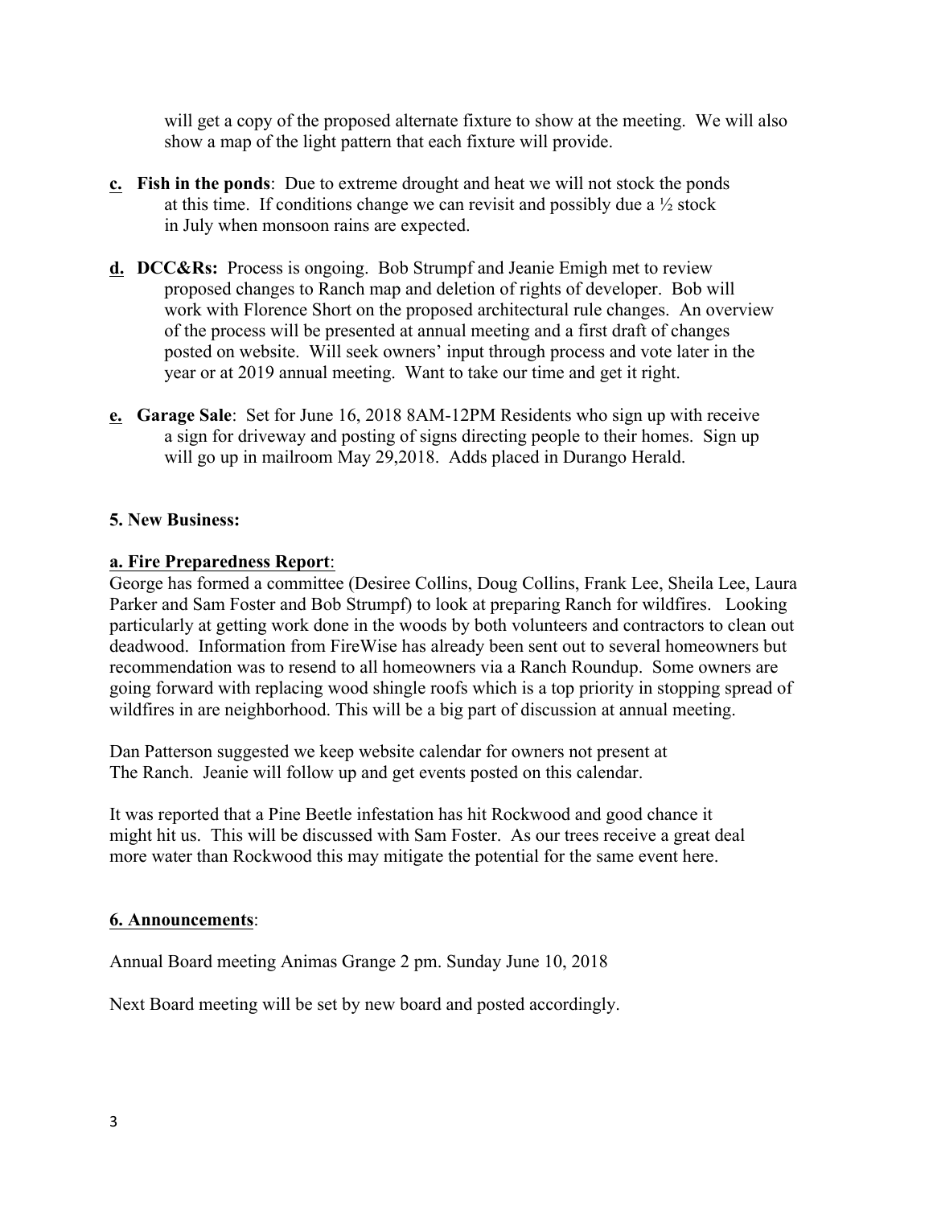will get a copy of the proposed alternate fixture to show at the meeting. We will also show a map of the light pattern that each fixture will provide.

**c. Fish in the ponds**: Due to extreme drought and heat we will not stock the ponds at this time. If conditions change we can revisit and possibly due a ½ stock in July when monsoon rains are expected.

**d. DCC&Rs:** Process is ongoing. Bob Strumpf and Jeanie Emigh met to review proposed changes to Ranch map and deletion of rights of developer. Bob will work with Florence Short on the proposed architectural rule changes. An overview of the process will be presented at annual meeting and a first draft of changes posted on website. Will seek owners' input through process and vote later in the year or at 2019 annual meeting. Want to take our time and get it right.

**e. Garage Sale**: Set for June 16, 2018 8AM-12PM Residents who sign up with receive a sign for driveway and posting of signs directing people to their homes. Sign up will go up in mailroom May 29,2018. Adds placed in Durango Herald.

**5. New Business:**

**a. Fire Preparedness Report**:

George has formed a committee (Desiree Collins, Doug Collins, Frank Lee, Sheila Lee, Laura Parker and Sam Foster and Bob Strumpf) to look at preparing Ranch for wildfires. Looking particularly at getting work done in the woods by both volunteers and contractors to clean out deadwood. Information from FireWise has already been sent out to several homeowners but recommendation was to resend to all homeowners via a Ranch Roundup. Some owners are going forward with replacing wood shingle roofs which is a top priority in stopping spread of wildfires in are neighborhood. This will be a big part of discussion at annual meeting.

Dan Patterson suggested we keep website calendar for owners not present at The Ranch. Jeanie will follow up and get events posted on this calendar.

It was reported that a Pine Beetle infestation has hit Rockwood and good chance it might hit us. This will be discussed with Sam Foster. As our trees receive a great deal more water than Rockwood this may mitigate the potential for the same event here.

**6. Announcements**:

Annual Board meeting Animas Grange 2 pm. Sunday June 10, 2018

Next Board meeting will be set by new board and posted accordingly.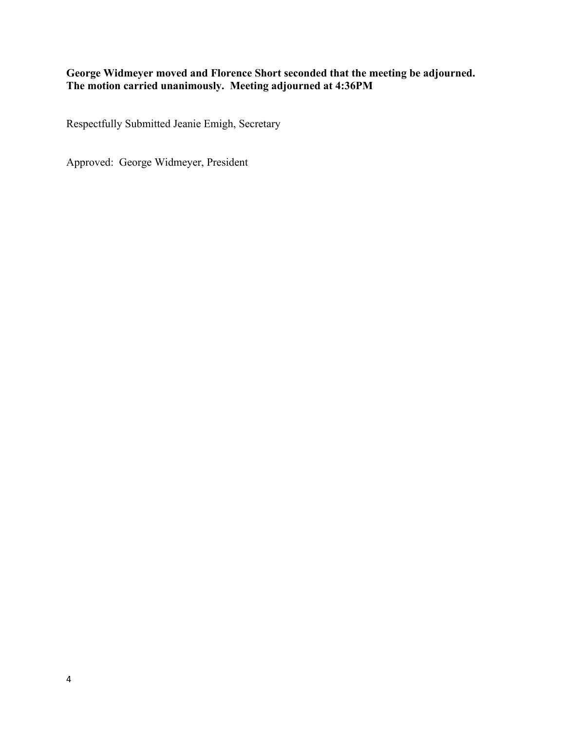**George Widmeyer moved and Florence Short seconded that the meeting be adjourned. The motion carried unanimously. Meeting adjourned at 4:36PM**

Respectfully Submitted Jeanie Emigh, Secretary

Approved: George Widmeyer, President